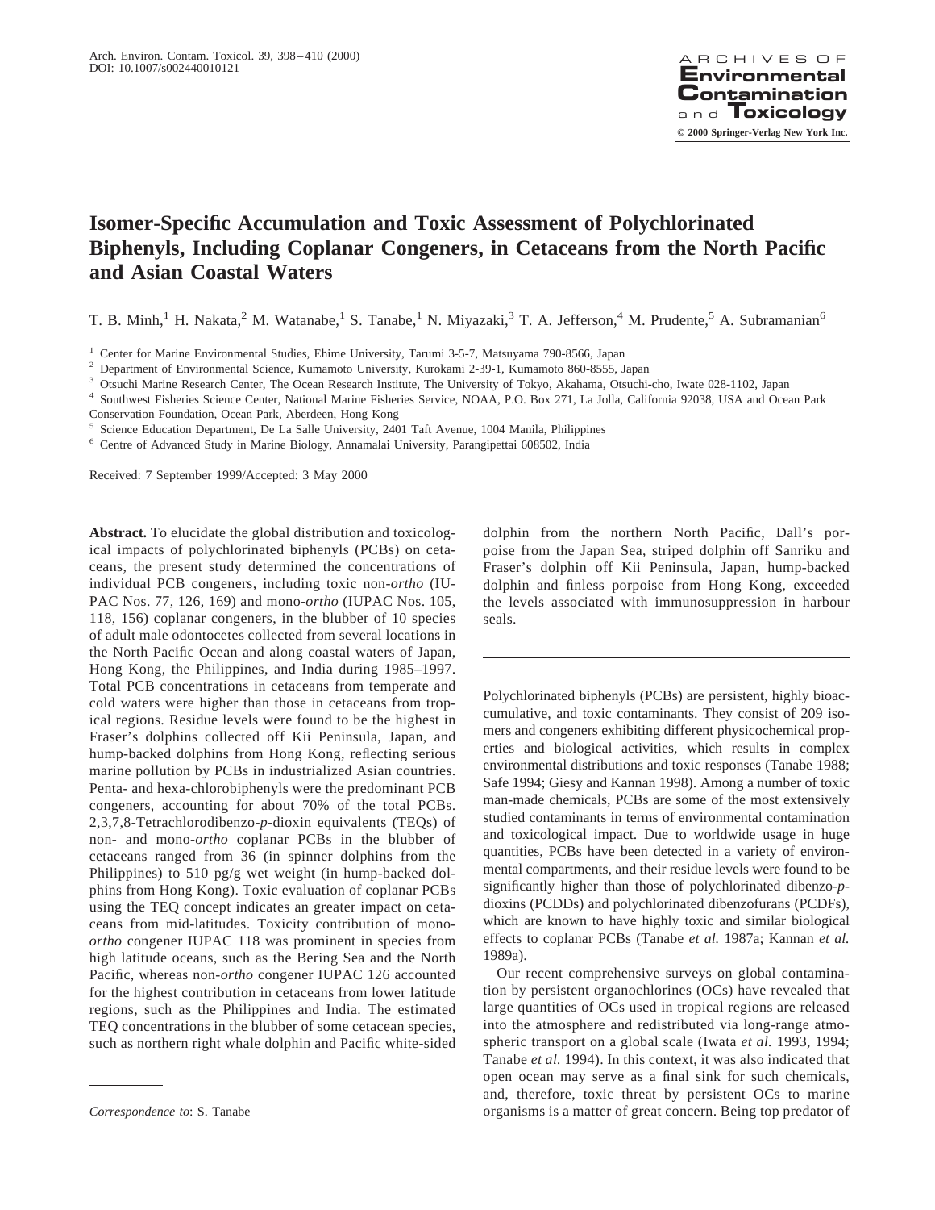# Isomer-Specific Accumulation and Toxic Assessment of Polychlorinated Biphenyls, Including Coplanar Congeners, in Cetaceans from the North Pacific and Asian Coastal Waters

T. B. Minh,[1] H. Nakata,[2] M. Watanabe,[1] S. Tanabe,[1] N. Miyazaki,[3] T. A. Jefferson,[4] M. Prudente,[5] A. Subramanian[6]

[1] Center for Marine Environmental Studies, Ehime University, Tarumi 3-5-7, Matsuyama 790-8566, Japan

[2] Department of Environmental Science, Kumamoto University, Kurokami 2-39-1, Kumamoto 860-8555, Japan

[3] Otsuchi Marine Research Center, The Ocean Research Institute, The University of Tokyo, Akahama, Otsuchi-cho, Iwate 028-1102, Japan

[4] Southwest Fisheries Science Center, National Marine Fisheries Service, NOAA, P.O. Box 271, La Jolla, California 92038, USA and Ocean Park Conservation Foundation, Ocean Park, Aberdeen, Hong Kong

[5] Science Education Department, De La Salle University, 2401 Taft Avenue, 1004 Manila, Philippines

[6] Centre of Advanced Study in Marine Biology, Annamalai University, Parangipettai 608502, India

Received: 7 September 1999/Accepted: 3 May 2000

**Abstract.** To elucidate the global distribution and toxicological impacts of polychlorinated biphenyls (PCBs) on cetaceans, the present study determined the concentrations of individual PCB congeners, including toxic non-*ortho* (IUPAC Nos. 77, 126, 169) and mono-*ortho* (IUPAC Nos. 105, 118, 156) coplanar congeners, in the blubber of 10 species of adult male odontocetes collected from several locations in the North Pacific Ocean and along coastal waters of Japan, Hong Kong, the Philippines, and India during 1985–1997. Total PCB concentrations in cetaceans from temperate and cold waters were higher than those in cetaceans from tropical regions. Residue levels were found to be the highest in Fraser's dolphins collected off Kii Peninsula, Japan, and hump-backed dolphins from Hong Kong, reflecting serious marine pollution by PCBs in industrialized Asian countries. Penta- and hexa-chlorobiphenyls were the predominant PCB congeners, accounting for about 70% of the total PCBs. 2,3,7,8-Tetrachlorodibenzo-*p*-dioxin equivalents (TEQs) of non- and mono-*ortho* coplanar PCBs in the blubber of cetaceans ranged from 36 (in spinner dolphins from the Philippines) to 510 pg/g wet weight (in hump-backed dolphins from Hong Kong). Toxic evaluation of coplanar PCBs using the TEQ concept indicates an greater impact on cetaceans from mid-latitudes. Toxicity contribution of mono-*ortho* congener IUPAC 118 was prominent in species from high latitude oceans, such as the Bering Sea and the North Pacific, whereas non-*ortho* congener IUPAC 126 accounted for the highest contribution in cetaceans from lower latitude regions, such as the Philippines and India. The estimated TEQ concentrations in the blubber of some cetacean species, such as northern right whale dolphin and Pacific white-sided dolphin from the northern North Pacific, Dall's porpoise from the Japan Sea, striped dolphin off Sanriku and Fraser's dolphin off Kii Peninsula, Japan, hump-backed dolphin and finless porpoise from Hong Kong, exceeded the levels associated with immunosuppression in harbour seals.

---

Polychlorinated biphenyls (PCBs) are persistent, highly bioaccumulative, and toxic contaminants. They consist of 209 isomers and congeners exhibiting different physicochemical properties and biological activities, which results in complex environmental distributions and toxic responses (Tanabe 1988; Safe 1994; Giesy and Kannan 1998). Among a number of toxic man-made chemicals, PCBs are some of the most extensively studied contaminants in terms of environmental contamination and toxicological impact. Due to worldwide usage in huge quantities, PCBs have been detected in a variety of environmental compartments, and their residue levels were found to be significantly higher than those of polychlorinated dibenzo-*p*-dioxins (PCDDs) and polychlorinated dibenzofurans (PCDFs), which are known to have highly toxic and similar biological effects to coplanar PCBs (Tanabe *et al.* 1987a; Kannan *et al.* 1989a).

Our recent comprehensive surveys on global contamination by persistent organochlorines (OCs) have revealed that large quantities of OCs used in tropical regions are released into the atmosphere and redistributed via long-range atmospheric transport on a global scale (Iwata *et al.* 1993, 1994; Tanabe *et al.* 1994). In this context, it was also indicated that open ocean may serve as a final sink for such chemicals, and, therefore, toxic threat by persistent OCs to marine organisms is a matter of great concern. Being top predator of

*Correspondence to*: S. Tanabe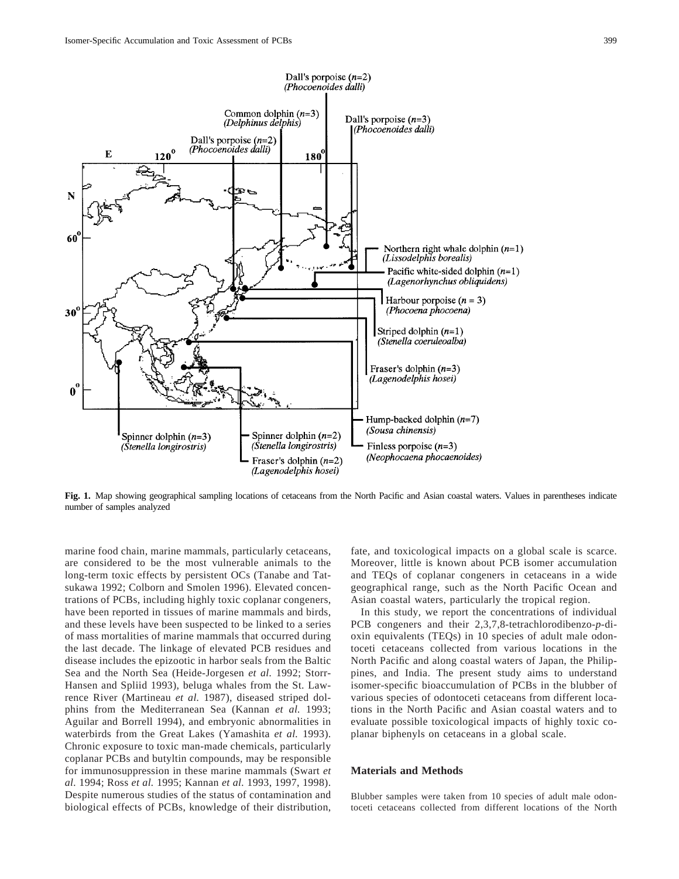**Fig. 1.** Map showing geographical sampling locations of cetaceans from the North Pacific and Asian coastal waters. Values in parentheses indicate number of samples analyzed

marine food chain, marine mammals, particularly cetaceans, are considered to be the most vulnerable animals to the long-term toxic effects by persistent OCs (Tanabe and Tatsukawa 1992; Colborn and Smolen 1996). Elevated concentrations of PCBs, including highly toxic coplanar congeners, have been reported in tissues of marine mammals and birds, and these levels have been suspected to be linked to a series of mass mortalities of marine mammals that occurred during the last decade. The linkage of elevated PCB residues and disease includes the epizootic in harbor seals from the Baltic Sea and the North Sea (Heide-Jorgesen *et al.* 1992; Storr-Hansen and Spliid 1993), beluga whales from the St. Lawrence River (Martineau *et al.* 1987), diseased striped dolphins from the Mediterranean Sea (Kannan *et al.* 1993; Aguilar and Borrell 1994), and embryonic abnormalities in waterbirds from the Great Lakes (Yamashita *et al.* 1993). Chronic exposure to toxic man-made chemicals, particularly coplanar PCBs and butyltin compounds, may be responsible for immunosuppression in these marine mammals (Swart *et al.* 1994; Ross *et al.* 1995; Kannan *et al.* 1993, 1997, 1998). Despite numerous studies of the status of contamination and biological effects of PCBs, knowledge of their distribution, fate, and toxicological impacts on a global scale is scarce. Moreover, little is known about PCB isomer accumulation and TEQs of coplanar congeners in cetaceans in a wide geographical range, such as the North Pacific Ocean and Asian coastal waters, particularly the tropical region.

In this study, we report the concentrations of individual PCB congeners and their 2,3,7,8-tetrachlorodibenzo-*p*-dioxin equivalents (TEQs) in 10 species of adult male odontoceti cetaceans collected from various locations in the North Pacific and along coastal waters of Japan, the Philippines, and India. The present study aims to understand isomer-specific bioaccumulation of PCBs in the blubber of various species of odontoceti cetaceans from different locations in the North Pacific and Asian coastal waters and to evaluate possible toxicological impacts of highly toxic coplanar biphenyls on cetaceans in a global scale.

## Materials and Methods

Blubber samples were taken from 10 species of adult male odontoceti cetaceans collected from different locations of the North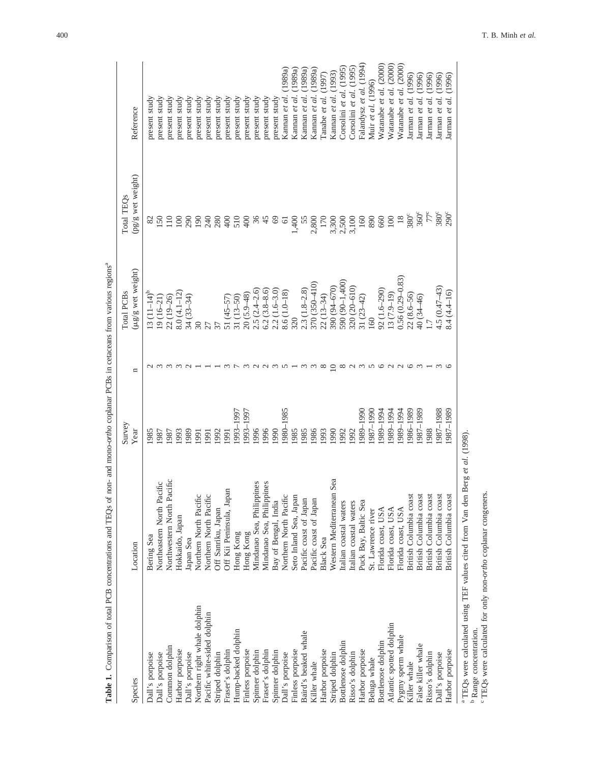**Table 1.** Comparison of total PCB concentrations and TEQs of non- and mono-*ortho* coplanar PCBs in cetaceans from various regions[a]

| Species | Location | Survey Year | n | Total PCBs (µg/g wet weight) | Total TEQs (pg/g wet weight) | Reference |
|---|---|---|---|---|---|---|
| Dall's porpoise | Bering Sea | 1985 | 2 | 13 (11–14)[b] | 82 | present study |
| Dall's porpoise | Northeastern North Pacific | 1987 | 3 | 19 (16–21) | 150 | present study |
| Common dolphin | Northwestern North Pacific | 1987 | 3 | 22 (19–26) | 110 | present study |
| Harbor porpoise | Hokkaido, Japan | 1993 | 3 | 8.0 (4.1–12) | 100 | present study |
| Dall's porpoise | Japan Sea | 1989 | 2 | 34 (33–34) | 290 | present study |
| Northern right whale dolphin | Northern North Pacific | 1991 | 1 | 30 | 190 | present study |
| Pacific white-sided dolphin | Northern North Pacific | 1991 | 1 | 27 | 240 | present study |
| Striped dolphin | Off Sanriku, Japan | 1992 | 1 | 37 | 280 | present study |
| Fraser's dolphin | Off Kii Peninsula, Japan | 1991 | 3 | 51 (45–57) | 400 | present study |
| Hump-backed dolphin | Hong Kong | 1993–1997 | 7 | 31 (13–50) | 510 | present study |
| Finless porpoise | Hong Kong | 1993–1997 | 3 | 20 (5.9–48) | 400 | present study |
| Spinner dolphin | Mindanao Sea, Philippines | 1996 | 2 | 2.5 (2.4–2.6) | 36 | present study |
| Fraser's dolphin | Mindanao Sea, Philippines | 1996 | 2 | 6.2 (3.8–8.6) | 45 | present study |
| Spinner dolphin | Bay of Bengal, India | 1990 | 3 | 2.2 (1.6–3.0) | 69 | present study |
| Dall's porpoise | Northern North Pacific | 1980–1985 | 5 | 8.6 (1.0–18) | 61 | Kannan *et al.* (1989a) |
| Finless porpoise | Seto Inland Sea, Japan | 1985 | 1 | 320 | 1,400 | Kannan *et al.* (1989a) |
| Baird's beaked whale | Pacific coast of Japan | 1985 | 3 | 2.3 (1.8–2.8) | 55 | Kannan *et al.* (1989a) |
| Killer whale | Pacific coast of Japan | 1986 | 3 | 370 (350–410) | 2,800 | Kannan *et al.* (1989a) |
| Harbor porpoise | Black Sea | 1993 | 8 | 22 (13–34) | 170 | Tanabe *et al.* (1997) |
| Striped dolphin | Western Mediterranean Sea | 1990 | 10 | 390 (94–670) | 3,300 | Kannan *et al.* (1993) |
| Bottlenose dolphin | Italian coastal waters | 1992 | 8 | 590 (90–1,400) | 2,500 | Corsolini *et al.* (1995) |
| Risso's dolphin | Italian coastal waters | 1992 | 2 | 320 (20–610) | 3,100 | Corsolini *et al.* (1995) |
| Harbor porpoise | Puck Bay, Baltic Sea | 1989–1990 | 3 | 31 (23–42) | 160 | Falandysz *et al.* (1994) |
| Beluga whale | St. Lawrence river | 1987–1990 | 5 | 160 | 890 | Muir *et al.* (1996) |
| Bottlenose dolphin | Florida coast, USA | 1989–1994 | 6 | 92 (1.6–290) | 660 | Watanabe *et al.* (2000) |
| Atlantic spotted dolphin | Florida coast, USA | 1989–1994 | 2 | 13 (7.9–19) | 100 | Watanabe *et al.* (2000) |
| Pygmy sperm whale | Florida coast, USA | 1989–1994 | 2 | 0.56 (0.29–0.83) | 18 | Watanabe *et al.* (2000) |
| Killer whale | British Columbia coast | 1986–1989 | 6 | 22 (8.6–56) | 380[c] | Jarman *et al.* (1996) |
| False killer whale | British Columbia coast | 1987–1989 | 3 | 40 (34–46) | 360[c] | Jarman *et al.* (1996) |
| Risso's dolphin | British Columbia coast | 1988 | 1 | 1.7 | 77[c] | Jarman *et al.* (1996) |
| Dall's porpoise | British Columbia coast | 1987–1988 | 3 | 4.5 (0.47–43) | 380[c] | Jarman *et al.* (1996) |
| Harbor porpoise | British Columbia coast | 1987–1989 | 6 | 8.4 (4.4–16) | 290[c] | Jarman *et al.* (1996) |

[a] TEQs were calculated using TEF values cited from Van den Berg *et al.* (1998).
[b] Range concentration.
[c] TEQs were calculated for only non-*ortho* coplanar congeners.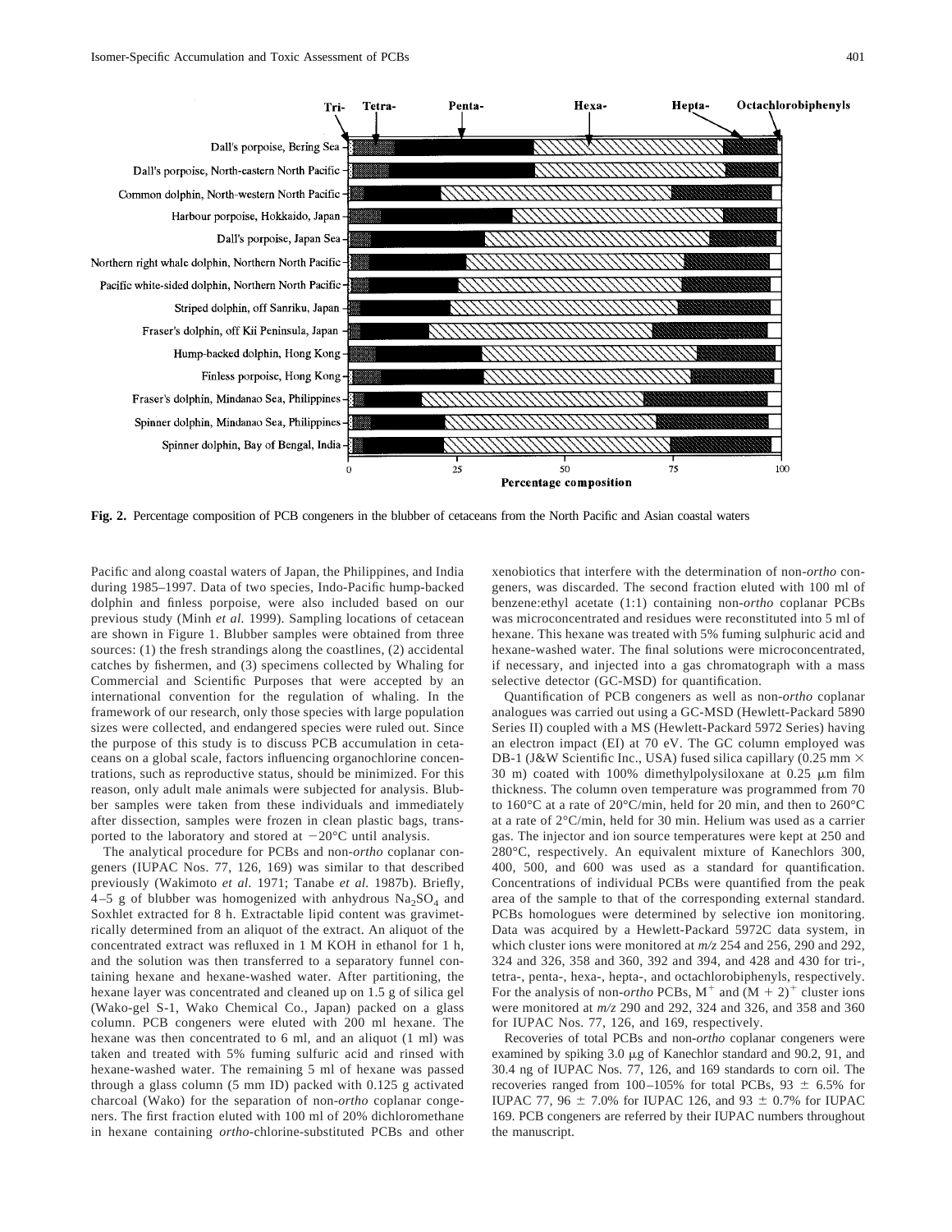**Fig. 2.** Percentage composition of PCB congeners in the blubber of cetaceans from the North Pacific and Asian coastal waters

Pacific and along coastal waters of Japan, the Philippines, and India during 1985–1997. Data of two species, Indo-Pacific hump-backed dolphin and finless porpoise, were also included based on our previous study (Minh *et al.* 1999). Sampling locations of cetacean are shown in Figure 1. Blubber samples were obtained from three sources: (1) the fresh strandings along the coastlines, (2) accidental catches by fishermen, and (3) specimens collected by Whaling for Commercial and Scientific Purposes that were accepted by an international convention for the regulation of whaling. In the framework of our research, only those species with large population sizes were collected, and endangered species were ruled out. Since the purpose of this study is to discuss PCB accumulation in cetaceans on a global scale, factors influencing organochlorine concentrations, such as reproductive status, should be minimized. For this reason, only adult male animals were subjected for analysis. Blubber samples were taken from these individuals and immediately after dissection, samples were frozen in clean plastic bags, transported to the laboratory and stored at −20°C until analysis.

The analytical procedure for PCBs and non-*ortho* coplanar congeners (IUPAC Nos. 77, 126, 169) was similar to that described previously (Wakimoto *et al.* 1971; Tanabe *et al.* 1987b). Briefly, 4–5 g of blubber was homogenized with anhydrous $Na_2SO_4$ and Soxhlet extracted for 8 h. Extractable lipid content was gravimetrically determined from an aliquot of the extract. An aliquot of the concentrated extract was refluxed in 1 M KOH in ethanol for 1 h, and the solution was then transferred to a separatory funnel containing hexane and hexane-washed water. After partitioning, the hexane layer was concentrated and cleaned up on 1.5 g of silica gel (Wako-gel S-1, Wako Chemical Co., Japan) packed on a glass column. PCB congeners were eluted with 200 ml hexane. The hexane was then concentrated to 6 ml, and an aliquot (1 ml) was taken and treated with 5% fuming sulfuric acid and rinsed with hexane-washed water. The remaining 5 ml of hexane was passed through a glass column (5 mm ID) packed with 0.125 g activated charcoal (Wako) for the separation of non-*ortho* coplanar congeners. The first fraction eluted with 100 ml of 20% dichloromethane in hexane containing *ortho*-chlorine-substituted PCBs and other xenobiotics that interfere with the determination of non-*ortho* congeners, was discarded. The second fraction eluted with 100 ml of benzene:ethyl acetate (1:1) containing non-*ortho* coplanar PCBs was microconcentrated and residues were reconstituted into 5 ml of hexane. This hexane was treated with 5% fuming sulphuric acid and hexane-washed water. The final solutions were microconcentrated, if necessary, and injected into a gas chromatograph with a mass selective detector (GC-MSD) for quantification.

Quantification of PCB congeners as well as non-*ortho* coplanar analogues was carried out using a GC-MSD (Hewlett-Packard 5890 Series II) coupled with a MS (Hewlett-Packard 5972 Series) having an electron impact (EI) at 70 eV. The GC column employed was DB-1 (J&W Scientific Inc., USA) fused silica capillary (0.25 mm × 30 m) coated with 100% dimethylpolysiloxane at 0.25 μm film thickness. The column oven temperature was programmed from 70 to 160°C at a rate of 20°C/min, held for 20 min, and then to 260°C at a rate of 2°C/min, held for 30 min. Helium was used as a carrier gas. The injector and ion source temperatures were kept at 250 and 280°C, respectively. An equivalent mixture of Kanechlors 300, 400, 500, and 600 was used as a standard for quantification. Concentrations of individual PCBs were quantified from the peak area of the sample to that of the corresponding external standard. PCBs homologues were determined by selective ion monitoring. Data was acquired by a Hewlett-Packard 5972C data system, in which cluster ions were monitored at *m/z* 254 and 256, 290 and 292, 324 and 326, 358 and 360, 392 and 394, and 428 and 430 for tri-, tetra-, penta-, hexa-, hepta-, and octachlorobiphenyls, respectively. For the analysis of non-*ortho* PCBs, $M^+$ and $(M + 2)^+$ cluster ions were monitored at *m/z* 290 and 292, 324 and 326, and 358 and 360 for IUPAC Nos. 77, 126, and 169, respectively.

Recoveries of total PCBs and non-*ortho* coplanar congeners were examined by spiking 3.0 μg of Kanechlor standard and 90.2, 91, and 30.4 ng of IUPAC Nos. 77, 126, and 169 standards to corn oil. The recoveries ranged from 100–105% for total PCBs, 93 ± 6.5% for IUPAC 77, 96 ± 7.0% for IUPAC 126, and 93 ± 0.7% for IUPAC 169. PCB congeners are referred by their IUPAC numbers throughout the manuscript.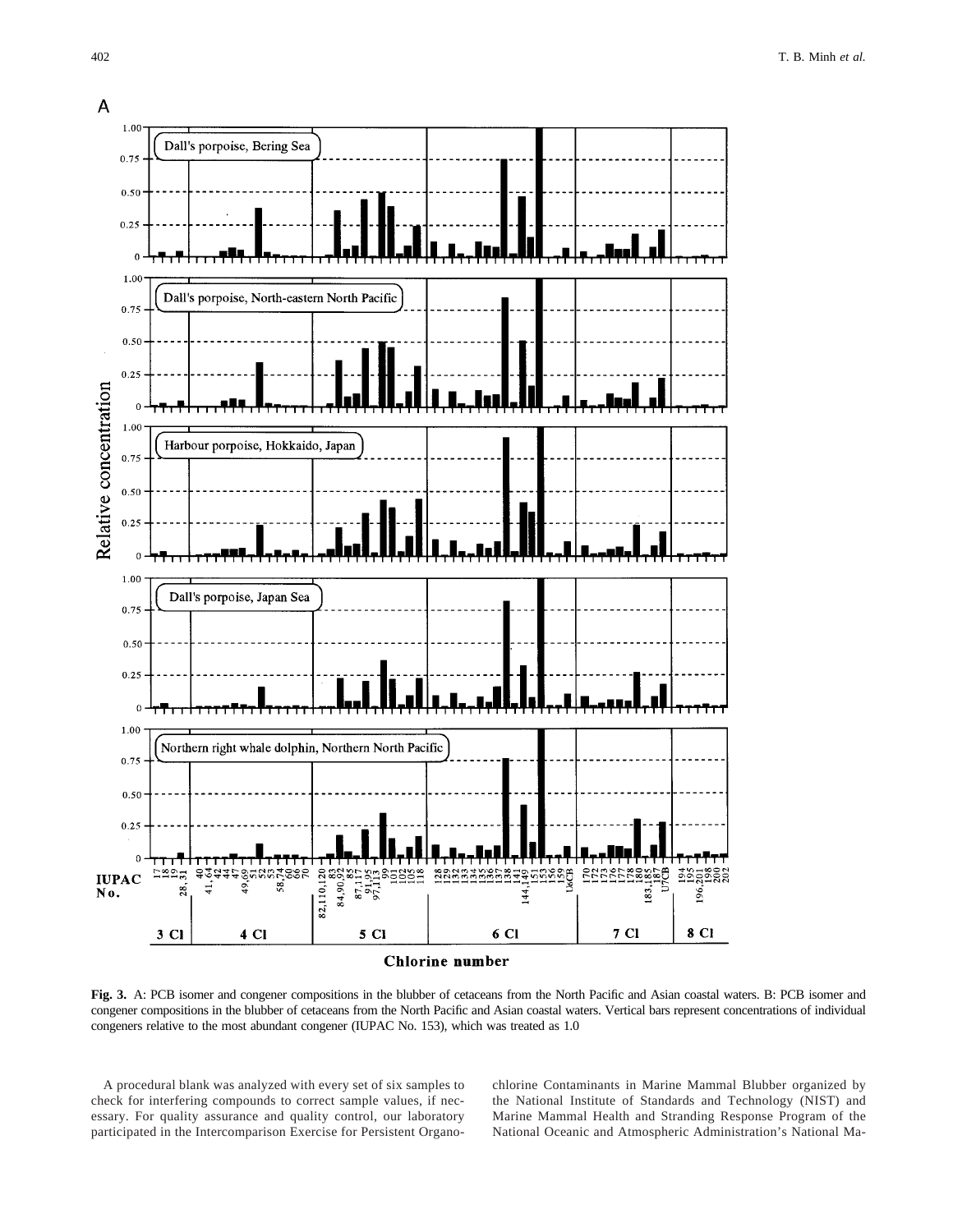**Fig. 3.** A: PCB isomer and congener compositions in the blubber of cetaceans from the North Pacific and Asian coastal waters. B: PCB isomer and congener compositions in the blubber of cetaceans from the North Pacific and Asian coastal waters. Vertical bars represent concentrations of individual congeners relative to the most abundant congener (IUPAC No. 153), which was treated as 1.0

A procedural blank was analyzed with every set of six samples to check for interfering compounds to correct sample values, if necessary. For quality assurance and quality control, our laboratory participated in the Intercomparison Exercise for Persistent Organochlorine Contaminants in Marine Mammal Blubber organized by the National Institute of Standards and Technology (NIST) and Marine Mammal Health and Stranding Response Program of the National Oceanic and Atmospheric Administration's National Ma-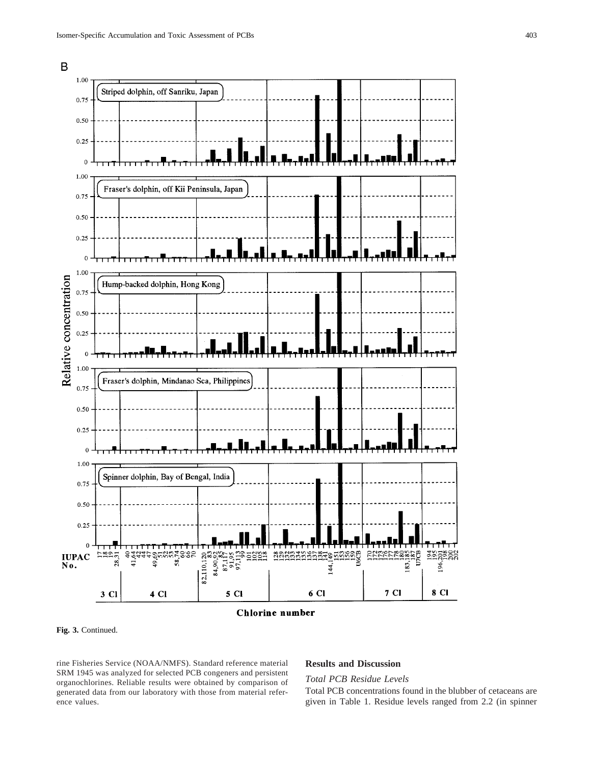**Fig. 3.** Continued.

rine Fisheries Service (NOAA/NMFS). Standard reference material SRM 1945 was analyzed for selected PCB congeners and persistent organochlorines. Reliable results were obtained by comparison of generated data from our laboratory with those from material reference values.

## Results and Discussion

### *Total PCB Residue Levels*

Total PCB concentrations found in the blubber of cetaceans are given in Table 1. Residue levels ranged from 2.2 (in spinner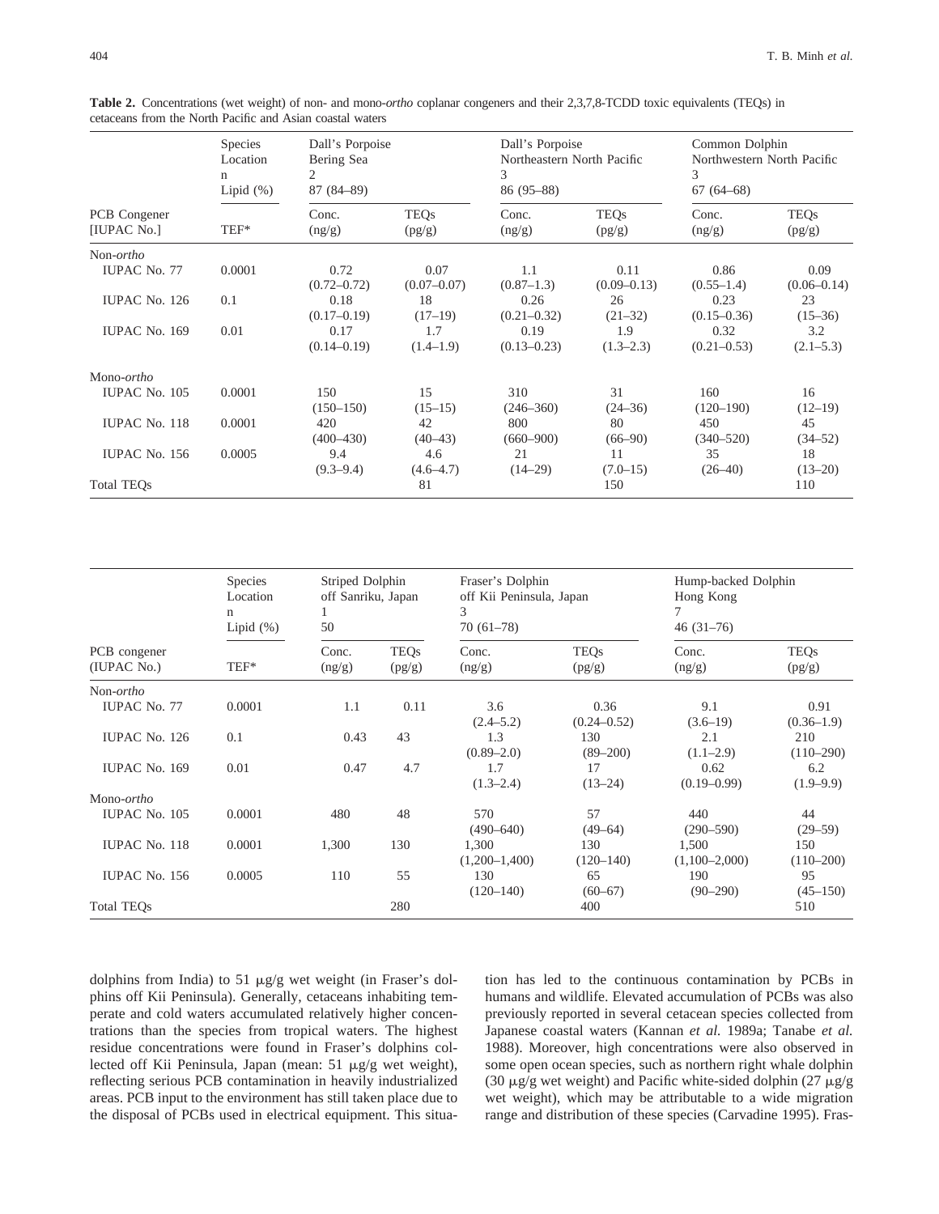**Table 2.** Concentrations (wet weight) of non- and mono-*ortho* coplanar congeners and their 2,3,7,8-TCDD toxic equivalents (TEQs) in cetaceans from the North Pacific and Asian coastal waters

| | Species<br>Location<br>n<br>Lipid (%) | Dall's Porpoise<br>Bering Sea<br>2<br>87 (84–89) | | Dall's Porpoise<br>Northeastern North Pacific<br>3<br>86 (95–88) | | Common Dolphin<br>Northwestern North Pacific<br>3<br>67 (64–68) | |
|---|---|---|---|---|---|---|---|
| PCB Congener [IUPAC No.] | TEF* | Conc. (ng/g) | TEQs (pg/g) | Conc. (ng/g) | TEQs (pg/g) | Conc. (ng/g) | TEQs (pg/g) |
| Non-*ortho* | | | | | | | |
| IUPAC No. 77 | 0.0001 | 0.72 (0.72–0.72) | 0.07 (0.07–0.07) | 1.1 (0.87–1.3) | 0.11 (0.09–0.13) | 0.86 (0.55–1.4) | 0.09 (0.06–0.14) |
| IUPAC No. 126 | 0.1 | 0.18 (0.17–0.19) | 18 (17–19) | 0.26 (0.21–0.32) | 26 (21–32) | 0.23 (0.15–0.36) | 23 (15–36) |
| IUPAC No. 169 | 0.01 | 0.17 (0.14–0.19) | 1.7 (1.4–1.9) | 0.19 (0.13–0.23) | 1.9 (1.3–2.3) | 0.32 (0.21–0.53) | 3.2 (2.1–5.3) |
| Mono-*ortho* | | | | | | | |
| IUPAC No. 105 | 0.0001 | 150 (150–150) | 15 (15–15) | 310 (246–360) | 31 (24–36) | 160 (120–190) | 16 (12–19) |
| IUPAC No. 118 | 0.0001 | 420 (400–430) | 42 (40–43) | 800 (660–900) | 80 (66–90) | 450 (340–520) | 45 (34–52) |
| IUPAC No. 156 | 0.0005 | 9.4 (9.3–9.4) | 4.6 (4.6–4.7) | 21 (14–29) | 11 (7.0–15) | 35 (26–40) | 18 (13–20) |
| Total TEQs | | | 81 | | 150 | | 110 |

| | Species<br>Location<br>n<br>Lipid (%) | Striped Dolphin<br>off Sanriku, Japan<br>1<br>50 | | Fraser's Dolphin<br>off Kii Peninsula, Japan<br>3<br>70 (61–78) | | Hump-backed Dolphin<br>Hong Kong<br>7<br>46 (31–76) | |
|---|---|---|---|---|---|---|---|
| PCB congener (IUPAC No.) | TEF* | Conc. (ng/g) | TEQs (pg/g) | Conc. (ng/g) | TEQs (pg/g) | Conc. (ng/g) | TEQs (pg/g) |
| Non-*ortho* | | | | | | | |
| IUPAC No. 77 | 0.0001 | 1.1 | 0.11 | 3.6 (2.4–5.2) | 0.36 (0.24–0.52) | 9.1 (3.6–19) | 0.91 (0.36–1.9) |
| IUPAC No. 126 | 0.1 | 0.43 | 43 | 1.3 (0.89–2.0) | 130 (89–200) | 2.1 (1.1–2.9) | 210 (110–290) |
| IUPAC No. 169 | 0.01 | 0.47 | 4.7 | 1.7 (1.3–2.4) | 17 (13–24) | 0.62 (0.19–0.99) | 6.2 (1.9–9.9) |
| Mono-*ortho* | | | | | | | |
| IUPAC No. 105 | 0.0001 | 480 | 48 | 570 (490–640) | 57 (49–64) | 440 (290–590) | 44 (29–59) |
| IUPAC No. 118 | 0.0001 | 1,300 | 130 | 1,300 (1,200–1,400) | 130 (120–140) | 1,500 (1,100–2,000) | 150 (110–200) |
| IUPAC No. 156 | 0.0005 | 110 | 55 | 130 (120–140) | 65 (60–67) | 190 (90–290) | 95 (45–150) |
| Total TEQs | | | 280 | | 400 | | 510 |

dolphins from India) to 51 μg/g wet weight (in Fraser's dolphins off Kii Peninsula). Generally, cetaceans inhabiting temperate and cold waters accumulated relatively higher concentrations than the species from tropical waters. The highest residue concentrations were found in Fraser's dolphins collected off Kii Peninsula, Japan (mean: 51 μg/g wet weight), reflecting serious PCB contamination in heavily industrialized areas. PCB input to the environment has still taken place due to the disposal of PCBs used in electrical equipment. This situation has led to the continuous contamination by PCBs in humans and wildlife. Elevated accumulation of PCBs was also previously reported in several cetacean species collected from Japanese coastal waters (Kannan *et al.* 1989a; Tanabe *et al.* 1988). Moreover, high concentrations were also observed in some open ocean species, such as northern right whale dolphin (30 μg/g wet weight) and Pacific white-sided dolphin (27 μg/g wet weight), which may be attributable to a wide migration range and distribution of these species (Carvadine 1995). Fras-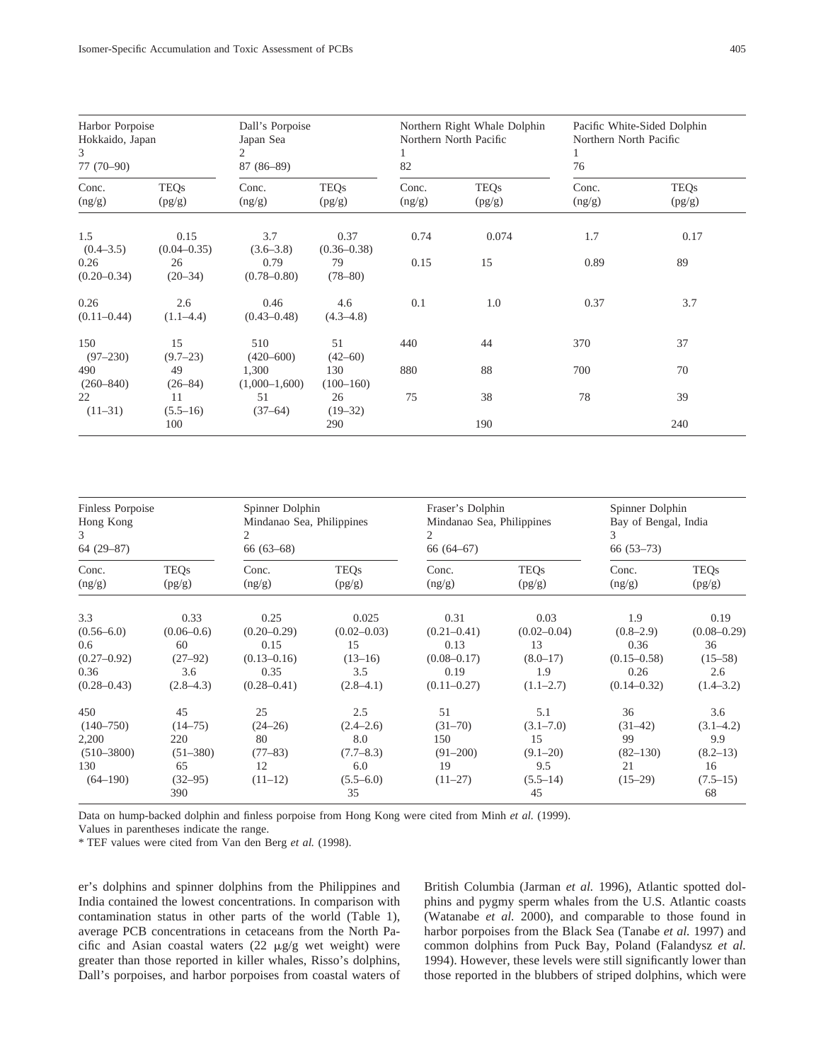| Harbor Porpoise Hokkaido, Japan 3 77 (70–90) | | Dall's Porpoise Japan Sea 2 87 (86–89) | | Northern Right Whale Dolphin Northern North Pacific 1 82 | | Pacific White-Sided Dolphin Northern North Pacific 1 76 | |
|---|---|---|---|---|---|---|---|
| Conc. (ng/g) | TEQs (pg/g) | Conc. (ng/g) | TEQs (pg/g) | Conc. (ng/g) | TEQs (pg/g) | Conc. (ng/g) | TEQs (pg/g) |
| 1.5 (0.4–3.5) | 0.15 (0.04–0.35) | 3.7 (3.6–3.8) | 0.37 (0.36–0.38) | 0.74 | 0.074 | 1.7 | 0.17 |
| 0.26 (0.20–0.34) | 26 (20–34) | 0.79 (0.78–0.80) | 79 (78–80) | 0.15 | 15 | 0.89 | 89 |
| 0.26 (0.11–0.44) | 2.6 (1.1–4.4) | 0.46 (0.43–0.48) | 4.6 (4.3–4.8) | 0.1 | 1.0 | 0.37 | 3.7 |
| 150 (97–230) | 15 (9.7–23) | 510 (420–600) | 51 (42–60) | 440 | 44 | 370 | 37 |
| 490 (260–840) | 49 (26–84) | 1,300 (1,000–1,600) | 130 (100–160) | 880 | 88 | 700 | 70 |
| 22 (11–31) | 11 (5.5–16) | 51 (37–64) | 26 (19–32) | 75 | 38 | 78 | 39 |
| | 100 | | 290 | | 190 | | 240 |

| Finless Porpoise Hong Kong 3 64 (29–87) | | Spinner Dolphin Mindanao Sea, Philippines 2 66 (63–68) | | Fraser's Dolphin Mindanao Sea, Philippines 2 66 (64–67) | | Spinner Dolphin Bay of Bengal, India 3 66 (53–73) | |
|---|---|---|---|---|---|---|---|
| Conc. (ng/g) | TEQs (pg/g) | Conc. (ng/g) | TEQs (pg/g) | Conc. (ng/g) | TEQs (pg/g) | Conc. (ng/g) | TEQs (pg/g) |
| 3.3 (0.56–6.0) | 0.33 (0.06–0.6) | 0.25 (0.20–0.29) | 0.025 (0.02–0.03) | 0.31 (0.21–0.41) | 0.03 (0.02–0.04) | 1.9 (0.8–2.9) | 0.19 (0.08–0.29) |
| 0.6 (0.27–0.92) | 60 (27–92) | 0.15 (0.13–0.16) | 15 (13–16) | 0.13 (0.08–0.17) | 13 (8.0–17) | 0.36 (0.15–0.58) | 36 (15–58) |
| 0.36 (0.28–0.43) | 3.6 (2.8–4.3) | 0.35 (0.28–0.41) | 3.5 (2.8–4.1) | 0.19 (0.11–0.27) | 1.9 (1.1–2.7) | 0.26 (0.14–0.32) | 2.6 (1.4–3.2) |
| 450 (140–750) | 45 (14–75) | 25 (24–26) | 2.5 (2.4–2.6) | 51 (31–70) | 5.1 (3.1–7.0) | 36 (31–42) | 3.6 (3.1–4.2) |
| 2,200 (510–3800) | 220 (51–380) | 80 (77–83) | 8.0 (7.7–8.3) | 150 (91–200) | 15 (9.1–20) | 99 (82–130) | 9.9 (8.2–13) |
| 130 (64–190) | 65 (32–95) | 12 (11–12) | 6.0 (5.5–6.0) | 19 (11–27) | 9.5 (5.5–14) | 21 (15–29) | 16 (7.5–15) |
| | 390 | | 35 | | 45 | | 68 |

Data on hump-backed dolphin and finless porpoise from Hong Kong were cited from Minh *et al.* (1999).

Values in parentheses indicate the range.

* TEF values were cited from Van den Berg *et al.* (1998).

er's dolphins and spinner dolphins from the Philippines and India contained the lowest concentrations. In comparison with contamination status in other parts of the world (Table 1), average PCB concentrations in cetaceans from the North Pacific and Asian coastal waters (22 μg/g wet weight) were greater than those reported in killer whales, Risso's dolphins, Dall's porpoises, and harbor porpoises from coastal waters of British Columbia (Jarman *et al.* 1996), Atlantic spotted dolphins and pygmy sperm whales from the U.S. Atlantic coasts (Watanabe *et al.* 2000), and comparable to those found in harbor porpoises from the Black Sea (Tanabe *et al.* 1997) and common dolphins from Puck Bay, Poland (Falandysz *et al.* 1994). However, these levels were still significantly lower than those reported in the blubbers of striped dolphins, which were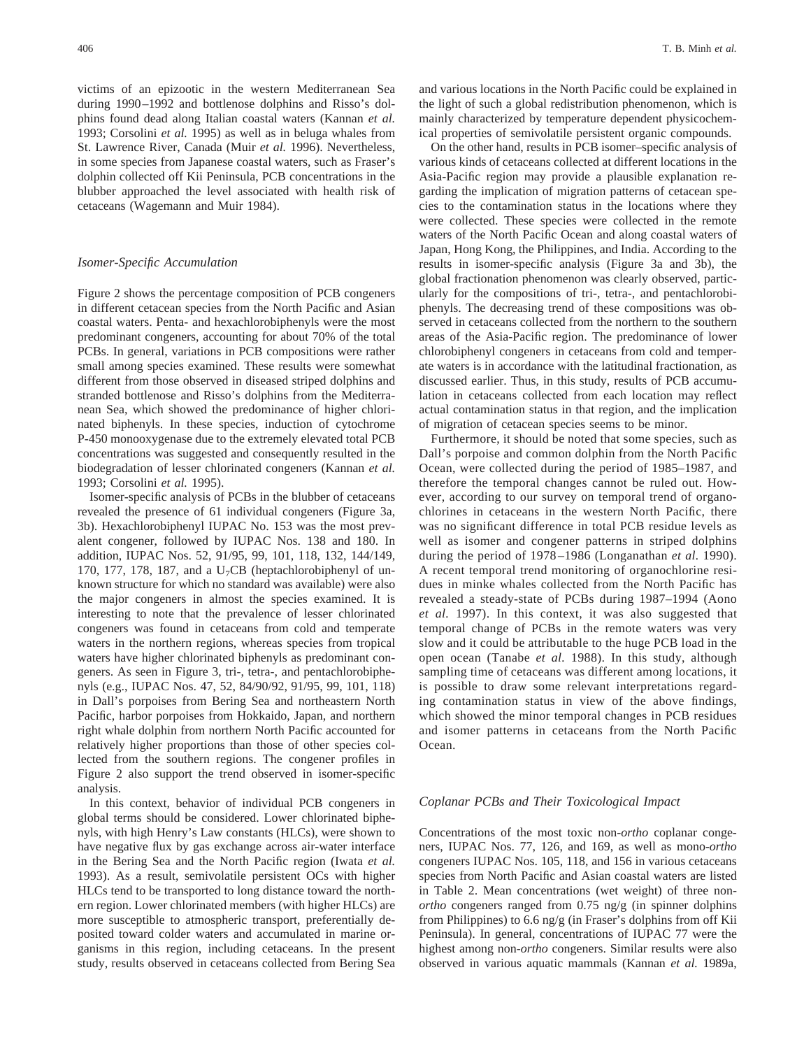victims of an epizootic in the western Mediterranean Sea during 1990–1992 and bottlenose dolphins and Risso's dolphins found dead along Italian coastal waters (Kannan *et al.* 1993; Corsolini *et al.* 1995) as well as in beluga whales from St. Lawrence River, Canada (Muir *et al.* 1996). Nevertheless, in some species from Japanese coastal waters, such as Fraser's dolphin collected off Kii Peninsula, PCB concentrations in the blubber approached the level associated with health risk of cetaceans (Wagemann and Muir 1984).

### *Isomer-Specific Accumulation*

Figure 2 shows the percentage composition of PCB congeners in different cetacean species from the North Pacific and Asian coastal waters. Penta- and hexachlorobiphenyls were the most predominant congeners, accounting for about 70% of the total PCBs. In general, variations in PCB compositions were rather small among species examined. These results were somewhat different from those observed in diseased striped dolphins and stranded bottlenose and Risso's dolphins from the Mediterranean Sea, which showed the predominance of higher chlorinated biphenyls. In these species, induction of cytochrome P-450 monooxygenase due to the extremely elevated total PCB concentrations was suggested and consequently resulted in the biodegradation of lesser chlorinated congeners (Kannan *et al.* 1993; Corsolini *et al.* 1995).

Isomer-specific analysis of PCBs in the blubber of cetaceans revealed the presence of 61 individual congeners (Figure 3a, 3b). Hexachlorobiphenyl IUPAC No. 153 was the most prevalent congener, followed by IUPAC Nos. 138 and 180. In addition, IUPAC Nos. 52, 91/95, 99, 101, 118, 132, 144/149, 170, 177, 178, 187, and a $U_7CB$ (heptachlorobiphenyl of unknown structure for which no standard was available) were also the major congeners in almost the species examined. It is interesting to note that the prevalence of lesser chlorinated congeners was found in cetaceans from cold and temperate waters in the northern regions, whereas species from tropical waters have higher chlorinated biphenyls as predominant congeners. As seen in Figure 3, tri-, tetra-, and pentachlorobiphenyls (e.g., IUPAC Nos. 47, 52, 84/90/92, 91/95, 99, 101, 118) in Dall's porpoises from Bering Sea and northeastern North Pacific, harbor porpoises from Hokkaido, Japan, and northern right whale dolphin from northern North Pacific accounted for relatively higher proportions than those of other species collected from the southern regions. The congener profiles in Figure 2 also support the trend observed in isomer-specific analysis.

In this context, behavior of individual PCB congeners in global terms should be considered. Lower chlorinated biphenyls, with high Henry's Law constants (HLCs), were shown to have negative flux by gas exchange across air-water interface in the Bering Sea and the North Pacific region (Iwata *et al.* 1993). As a result, semivolatile persistent OCs with higher HLCs tend to be transported to long distance toward the northern region. Lower chlorinated members (with higher HLCs) are more susceptible to atmospheric transport, preferentially deposited toward colder waters and accumulated in marine organisms in this region, including cetaceans. In the present study, results observed in cetaceans collected from Bering Sea and various locations in the North Pacific could be explained in the light of such a global redistribution phenomenon, which is mainly characterized by temperature dependent physicochemical properties of semivolatile persistent organic compounds.

On the other hand, results in PCB isomer–specific analysis of various kinds of cetaceans collected at different locations in the Asia-Pacific region may provide a plausible explanation regarding the implication of migration patterns of cetacean species to the contamination status in the locations where they were collected. These species were collected in the remote waters of the North Pacific Ocean and along coastal waters of Japan, Hong Kong, the Philippines, and India. According to the results in isomer-specific analysis (Figure 3a and 3b), the global fractionation phenomenon was clearly observed, particularly for the compositions of tri-, tetra-, and pentachlorobiphenyls. The decreasing trend of these compositions was observed in cetaceans collected from the northern to the southern areas of the Asia-Pacific region. The predominance of lower chlorobiphenyl congeners in cetaceans from cold and temperate waters is in accordance with the latitudinal fractionation, as discussed earlier. Thus, in this study, results of PCB accumulation in cetaceans collected from each location may reflect actual contamination status in that region, and the implication of migration of cetacean species seems to be minor.

Furthermore, it should be noted that some species, such as Dall's porpoise and common dolphin from the North Pacific Ocean, were collected during the period of 1985–1987, and therefore the temporal changes cannot be ruled out. However, according to our survey on temporal trend of organochlorines in cetaceans in the western North Pacific, there was no significant difference in total PCB residue levels as well as isomer and congener patterns in striped dolphins during the period of 1978–1986 (Longanathan *et al.* 1990). A recent temporal trend monitoring of organochlorine residues in minke whales collected from the North Pacific has revealed a steady-state of PCBs during 1987–1994 (Aono *et al.* 1997). In this context, it was also suggested that temporal change of PCBs in the remote waters was very slow and it could be attributable to the huge PCB load in the open ocean (Tanabe *et al.* 1988). In this study, although sampling time of cetaceans was different among locations, it is possible to draw some relevant interpretations regarding contamination status in view of the above findings, which showed the minor temporal changes in PCB residues and isomer patterns in cetaceans from the North Pacific Ocean.

### *Coplanar PCBs and Their Toxicological Impact*

Concentrations of the most toxic non-*ortho* coplanar congeners, IUPAC Nos. 77, 126, and 169, as well as mono-*ortho* congeners IUPAC Nos. 105, 118, and 156 in various cetaceans species from North Pacific and Asian coastal waters are listed in Table 2. Mean concentrations (wet weight) of three non-*ortho* congeners ranged from 0.75 ng/g (in spinner dolphins from Philippines) to 6.6 ng/g (in Fraser's dolphins from off Kii Peninsula). In general, concentrations of IUPAC 77 were the highest among non-*ortho* congeners. Similar results were also observed in various aquatic mammals (Kannan *et al.* 1989a,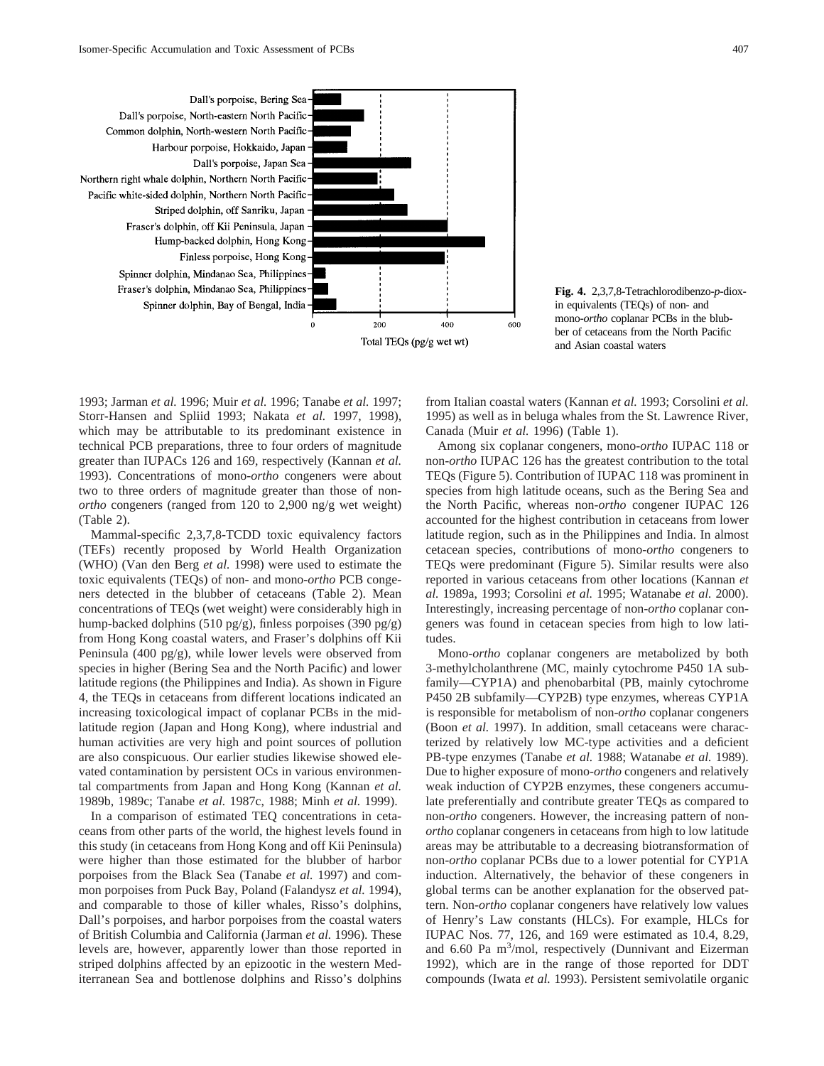**Fig. 4.** 2,3,7,8-Tetrachlorodibenzo-*p*-dioxin equivalents (TEQs) of non- and mono-*ortho* coplanar PCBs in the blubber of cetaceans from the North Pacific and Asian coastal waters

1993; Jarman *et al.* 1996; Muir *et al.* 1996; Tanabe *et al.* 1997; Storr-Hansen and Spliid 1993; Nakata *et al.* 1997, 1998), which may be attributable to its predominant existence in technical PCB preparations, three to four orders of magnitude greater than IUPACs 126 and 169, respectively (Kannan *et al.* 1993). Concentrations of mono-*ortho* congeners were about two to three orders of magnitude greater than those of non-*ortho* congeners (ranged from 120 to 2,900 ng/g wet weight) (Table 2).

Mammal-specific 2,3,7,8-TCDD toxic equivalency factors (TEFs) recently proposed by World Health Organization (WHO) (Van den Berg *et al.* 1998) were used to estimate the toxic equivalents (TEQs) of non- and mono-*ortho* PCB congeners detected in the blubber of cetaceans (Table 2). Mean concentrations of TEQs (wet weight) were considerably high in hump-backed dolphins (510 pg/g), finless porpoises (390 pg/g) from Hong Kong coastal waters, and Fraser's dolphins off Kii Peninsula (400 pg/g), while lower levels were observed from species in higher (Bering Sea and the North Pacific) and lower latitude regions (the Philippines and India). As shown in Figure 4, the TEQs in cetaceans from different locations indicated an increasing toxicological impact of coplanar PCBs in the mid-latitude region (Japan and Hong Kong), where industrial and human activities are very high and point sources of pollution are also conspicuous. Our earlier studies likewise showed elevated contamination by persistent OCs in various environmental compartments from Japan and Hong Kong (Kannan *et al.* 1989b, 1989c; Tanabe *et al.* 1987c, 1988; Minh *et al.* 1999).

In a comparison of estimated TEQ concentrations in cetaceans from other parts of the world, the highest levels found in this study (in cetaceans from Hong Kong and off Kii Peninsula) were higher than those estimated for the blubber of harbor porpoises from the Black Sea (Tanabe *et al.* 1997) and common porpoises from Puck Bay, Poland (Falandysz *et al.* 1994), and comparable to those of killer whales, Risso's dolphins, Dall's porpoises, and harbor porpoises from the coastal waters of British Columbia and California (Jarman *et al.* 1996). These levels are, however, apparently lower than those reported in striped dolphins affected by an epizootic in the western Mediterranean Sea and bottlenose dolphins and Risso's dolphins from Italian coastal waters (Kannan *et al.* 1993; Corsolini *et al.* 1995) as well as in beluga whales from the St. Lawrence River, Canada (Muir *et al.* 1996) (Table 1).

Among six coplanar congeners, mono-*ortho* IUPAC 118 or non-*ortho* IUPAC 126 has the greatest contribution to the total TEQs (Figure 5). Contribution of IUPAC 118 was prominent in species from high latitude oceans, such as the Bering Sea and the North Pacific, whereas non-*ortho* congener IUPAC 126 accounted for the highest contribution in cetaceans from lower latitude region, such as in the Philippines and India. In almost cetacean species, contributions of mono-*ortho* congeners to TEQs were predominant (Figure 5). Similar results were also reported in various cetaceans from other locations (Kannan *et al.* 1989a, 1993; Corsolini *et al.* 1995; Watanabe *et al.* 2000). Interestingly, increasing percentage of non-*ortho* coplanar congeners was found in cetacean species from high to low latitudes.

Mono-*ortho* coplanar congeners are metabolized by both 3-methylcholanthrene (MC, mainly cytochrome P450 1A subfamily—CYP1A) and phenobarbital (PB, mainly cytochrome P450 2B subfamily—CYP2B) type enzymes, whereas CYP1A is responsible for metabolism of non-*ortho* coplanar congeners (Boon *et al.* 1997). In addition, small cetaceans were characterized by relatively low MC-type activities and a deficient PB-type enzymes (Tanabe *et al.* 1988; Watanabe *et al.* 1989). Due to higher exposure of mono-*ortho* congeners and relatively weak induction of CYP2B enzymes, these congeners accumulate preferentially and contribute greater TEQs as compared to non-*ortho* congeners. However, the increasing pattern of non-*ortho* coplanar congeners in cetaceans from high to low latitude areas may be attributable to a decreasing biotransformation of non-*ortho* coplanar PCBs due to a lower potential for CYP1A induction. Alternatively, the behavior of these congeners in global terms can be another explanation for the observed pattern. Non-*ortho* coplanar congeners have relatively low values of Henry's Law constants (HLCs). For example, HLCs for IUPAC Nos. 77, 126, and 169 were estimated as 10.4, 8.29, and 6.60 Pa $m^3$/mol, respectively (Dunnivant and Eizerman 1992), which are in the range of those reported for DDT compounds (Iwata *et al.* 1993). Persistent semivolatile organic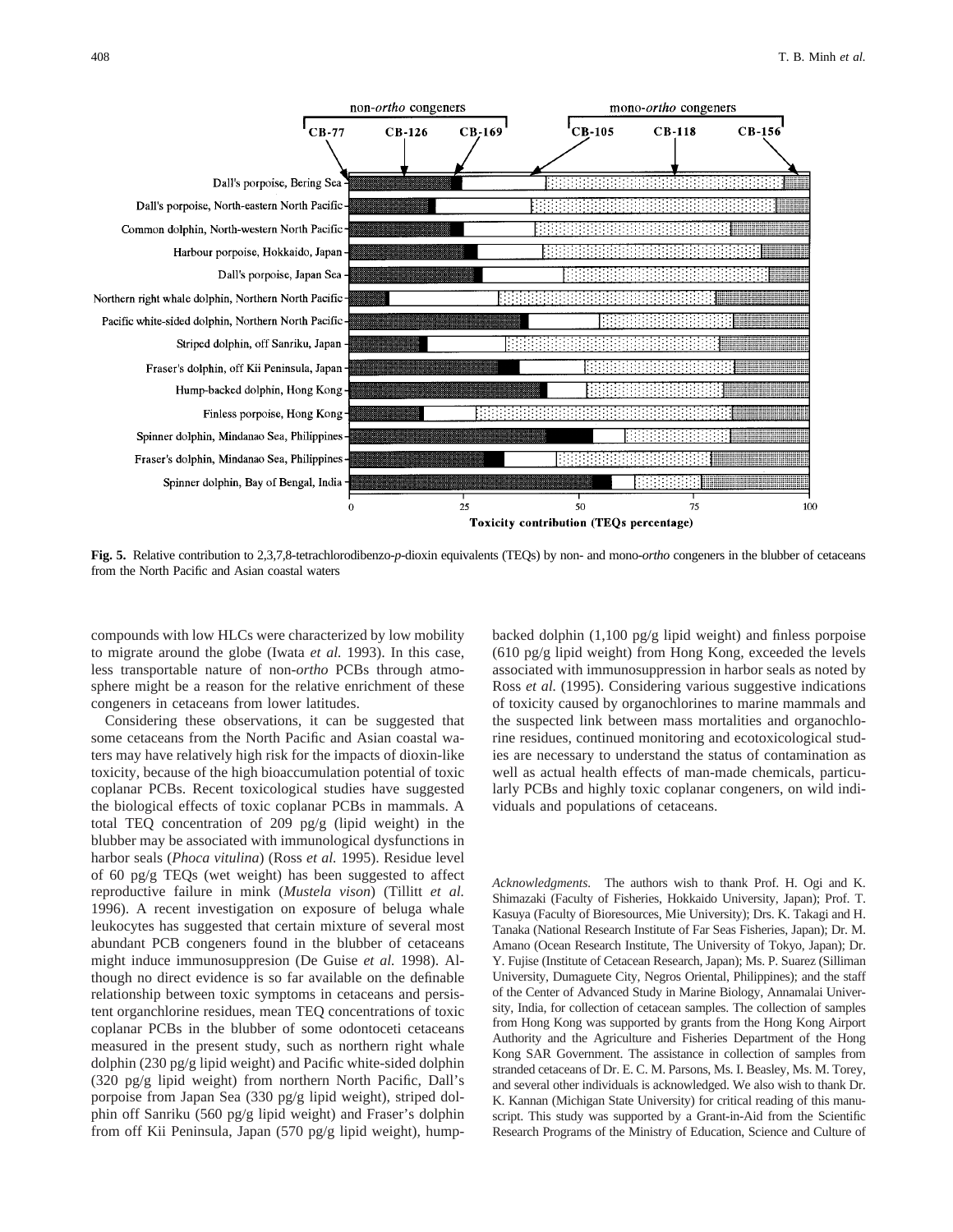**Fig. 5.** Relative contribution to 2,3,7,8-tetrachlorodibenzo-*p*-dioxin equivalents (TEQs) by non- and mono-*ortho* congeners in the blubber of cetaceans from the North Pacific and Asian coastal waters

compounds with low HLCs were characterized by low mobility to migrate around the globe (Iwata *et al.* 1993). In this case, less transportable nature of non-*ortho* PCBs through atmosphere might be a reason for the relative enrichment of these congeners in cetaceans from lower latitudes.

Considering these observations, it can be suggested that some cetaceans from the North Pacific and Asian coastal waters may have relatively high risk for the impacts of dioxin-like toxicity, because of the high bioaccumulation potential of toxic coplanar PCBs. Recent toxicological studies have suggested the biological effects of toxic coplanar PCBs in mammals. A total TEQ concentration of 209 pg/g (lipid weight) in the blubber may be associated with immunological dysfunctions in harbor seals (*Phoca vitulina*) (Ross *et al.* 1995). Residue level of 60 pg/g TEQs (wet weight) has been suggested to affect reproductive failure in mink (*Mustela vison*) (Tillitt *et al.* 1996). A recent investigation on exposure of beluga whale leukocytes has suggested that certain mixture of several most abundant PCB congeners found in the blubber of cetaceans might induce immunosuppresion (De Guise *et al.* 1998). Although no direct evidence is so far available on the definable relationship between toxic symptoms in cetaceans and persistent organchlorine residues, mean TEQ concentrations of toxic coplanar PCBs in the blubber of some odontoceti cetaceans measured in the present study, such as northern right whale dolphin (230 pg/g lipid weight) and Pacific white-sided dolphin (320 pg/g lipid weight) from northern North Pacific, Dall's porpoise from Japan Sea (330 pg/g lipid weight), striped dolphin off Sanriku (560 pg/g lipid weight) and Fraser's dolphin from off Kii Peninsula, Japan (570 pg/g lipid weight), hump-backed dolphin (1,100 pg/g lipid weight) and finless porpoise (610 pg/g lipid weight) from Hong Kong, exceeded the levels associated with immunosuppression in harbor seals as noted by Ross *et al.* (1995). Considering various suggestive indications of toxicity caused by organochlorines to marine mammals and the suspected link between mass mortalities and organochlorine residues, continued monitoring and ecotoxicological studies are necessary to understand the status of contamination as well as actual health effects of man-made chemicals, particularly PCBs and highly toxic coplanar congeners, on wild individuals and populations of cetaceans.

*Acknowledgments.* The authors wish to thank Prof. H. Ogi and K. Shimazaki (Faculty of Fisheries, Hokkaido University, Japan); Prof. T. Kasuya (Faculty of Bioresources, Mie University); Drs. K. Takagi and H. Tanaka (National Research Institute of Far Seas Fisheries, Japan); Dr. M. Amano (Ocean Research Institute, The University of Tokyo, Japan); Dr. Y. Fujise (Institute of Cetacean Research, Japan); Ms. P. Suarez (Silliman University, Dumaguete City, Negros Oriental, Philippines); and the staff of the Center of Advanced Study in Marine Biology, Annamalai University, India, for collection of cetacean samples. The collection of samples from Hong Kong was supported by grants from the Hong Kong Airport Authority and the Agriculture and Fisheries Department of the Hong Kong SAR Government. The assistance in collection of samples from stranded cetaceans of Dr. E. C. M. Parsons, Ms. I. Beasley, Ms. M. Torey, and several other individuals is acknowledged. We also wish to thank Dr. K. Kannan (Michigan State University) for critical reading of this manuscript. This study was supported by a Grant-in-Aid from the Scientific Research Programs of the Ministry of Education, Science and Culture of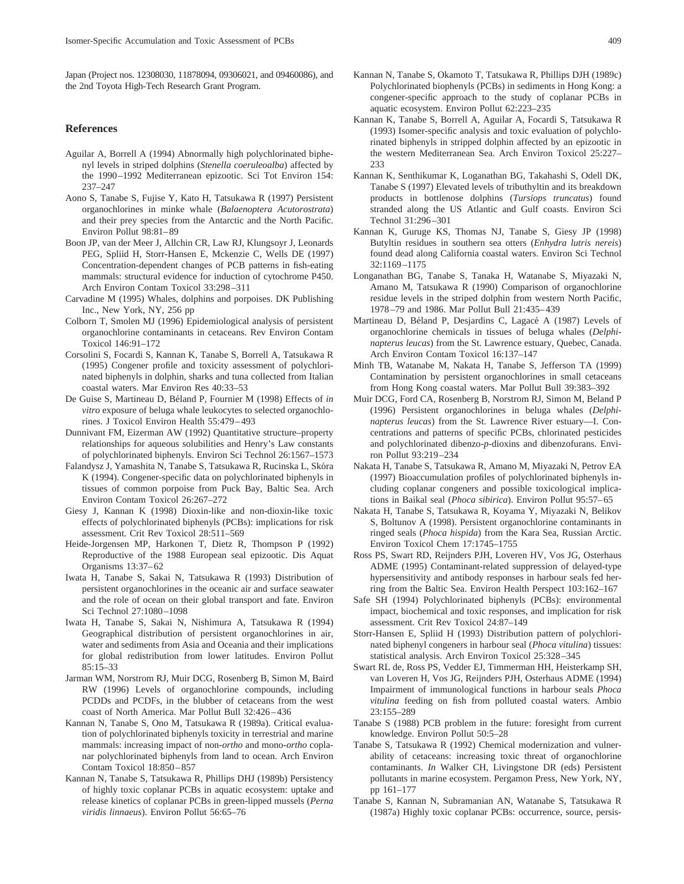Japan (Project nos. 12308030, 11878094, 09306021, and 09460086), and the 2nd Toyota High-Tech Research Grant Program.

## References

Aguilar A, Borrell A (1994) Abnormally high polychlorinated biphenyl levels in striped dolphins (*Stenella coeruleoalba*) affected by the 1990–1992 Mediterranean epizootic. Sci Tot Environ 154: 237–247

Aono S, Tanabe S, Fujise Y, Kato H, Tatsukawa R (1997) Persistent organochlorines in minke whale (*Balaenoptera Acutorostrata*) and their prey species from the Antarctic and the North Pacific. Environ Pollut 98:81–89

Boon JP, van der Meer J, Allchin CR, Law RJ, Klungsoyr J, Leonards PEG, Spliid H, Storr-Hansen E, Mckenzie C, Wells DE (1997) Concentration-dependent changes of PCB patterns in fish-eating mammals: structural evidence for induction of cytochrome P450. Arch Environ Contam Toxicol 33:298–311

Carvadine M (1995) Whales, dolphins and porpoises. DK Publishing Inc., New York, NY, 256 pp

Colborn T, Smolen MJ (1996) Epidemiological analysis of persistent organochlorine contaminants in cetaceans. Rev Environ Contam Toxicol 146:91–172

Corsolini S, Focardi S, Kannan K, Tanabe S, Borrell A, Tatsukawa R (1995) Congener profile and toxicity assessment of polychlorinated biphenyls in dolphin, sharks and tuna collected from Italian coastal waters. Mar Environ Res 40:33–53

De Guise S, Martineau D, Béland P, Fournier M (1998) Effects of *in vitro* exposure of beluga whale leukocytes to selected organochlorines. J Toxicol Environ Health 55:479–493

Dunnivant FM, Eizerman AW (1992) Quantitative structure–property relationships for aqueous solubilities and Henry's Law constants of polychlorinated biphenyls. Environ Sci Technol 26:1567–1573

Falandysz J, Yamashita N, Tanabe S, Tatsukawa R, Rucinska L, Skóra K (1994). Congener-specific data on polychlorinated biphenyls in tissues of common porpoise from Puck Bay, Baltic Sea. Arch Environ Contam Toxicol 26:267–272

Giesy J, Kannan K (1998) Dioxin-like and non-dioxin-like toxic effects of polychlorinated biphenyls (PCBs): implications for risk assessment. Crit Rev Toxicol 28:511–569

Heide-Jorgensen MP, Harkonen T, Dietz R, Thompson P (1992) Reproductive of the 1988 European seal epizootic. Dis Aquat Organisms 13:37–62

Iwata H, Tanabe S, Sakai N, Tatsukawa R (1993) Distribution of persistent organochlorines in the oceanic air and surface seawater and the role of ocean on their global transport and fate. Environ Sci Technol 27:1080–1098

Iwata H, Tanabe S, Sakai N, Nishimura A, Tatsukawa R (1994) Geographical distribution of persistent organochlorines in air, water and sediments from Asia and Oceania and their implications for global redistribution from lower latitudes. Environ Pollut 85:15–33

Jarman WM, Norstrom RJ, Muir DCG, Rosenberg B, Simon M, Baird RW (1996) Levels of organochlorine compounds, including PCDDs and PCDFs, in the blubber of cetaceans from the west coast of North America. Mar Pollut Bull 32:426–436

Kannan N, Tanabe S, Ono M, Tatsukawa R (1989a). Critical evaluation of polychlorinated biphenyls toxicity in terrestrial and marine mammals: increasing impact of non-*ortho* and mono-*ortho* coplanar polychlorinated biphenyls from land to ocean. Arch Environ Contam Toxicol 18:850–857

Kannan N, Tanabe S, Tatsukawa R, Phillips DHJ (1989b) Persistency of highly toxic coplanar PCBs in aquatic ecosystem: uptake and release kinetics of coplanar PCBs in green-lipped mussels (*Perna viridis linnaeus*). Environ Pollut 56:65–76

Kannan N, Tanabe S, Okamoto T, Tatsukawa R, Phillips DJH (1989c) Polychlorinated biophenyls (PCBs) in sediments in Hong Kong: a congener-specific approach to the study of coplanar PCBs in aquatic ecosystem. Environ Pollut 62:223–235

Kannan K, Tanabe S, Borrell A, Aguilar A, Focardi S, Tatsukawa R (1993) Isomer-specific analysis and toxic evaluation of polychlorinated biphenyls in stripped dolphin affected by an epizootic in the western Mediterranean Sea. Arch Environ Toxicol 25:227–233

Kannan K, Senthikumar K, Loganathan BG, Takahashi S, Odell DK, Tanabe S (1997) Elevated levels of tributhyltin and its breakdown products in bottlenose dolphins (*Tursiops truncatus*) found stranded along the US Atlantic and Gulf coasts. Environ Sci Technol 31:296–301

Kannan K, Guruge KS, Thomas NJ, Tanabe S, Giesy JP (1998) Butyltin residues in southern sea otters (*Enhydra lutris nereis*) found dead along California coastal waters. Environ Sci Technol 32:1169–1175

Longanathan BG, Tanabe S, Tanaka H, Watanabe S, Miyazaki N, Amano M, Tatsukawa R (1990) Comparison of organochlorine residue levels in the striped dolphin from western North Pacific, 1978–79 and 1986. Mar Pollut Bull 21:435–439

Martineau D, Béland P, Desjardins C, Lagacé A (1987) Levels of organochlorine chemicals in tissues of beluga whales (*Delphinapterus leucas*) from the St. Lawrence estuary, Quebec, Canada. Arch Environ Contam Toxicol 16:137–147

Minh TB, Watanabe M, Nakata H, Tanabe S, Jefferson TA (1999) Contamination by persistent organochlorines in small cetaceans from Hong Kong coastal waters. Mar Pollut Bull 39:383–392

Muir DCG, Ford CA, Rosenberg B, Norstrom RJ, Simon M, Beland P (1996) Persistent organochlorines in beluga whales (*Delphinapterus leucas*) from the St. Lawrence River estuary—I. Concentrations and patterns of specific PCBs, chlorinated pesticides and polychlorinated dibenzo-*p*-dioxins and dibenzofurans. Environ Pollut 93:219–234

Nakata H, Tanabe S, Tatsukawa R, Amano M, Miyazaki N, Petrov EA (1997) Bioaccumulation profiles of polychlorinated biphenyls including coplanar congeners and possible toxicological implications in Baikal seal (*Phoca sibirica*). Environ Pollut 95:57–65

Nakata H, Tanabe S, Tatsukawa R, Koyama Y, Miyazaki N, Belikov S, Boltunov A (1998). Persistent organochlorine contaminants in ringed seals (*Phoca hispida*) from the Kara Sea, Russian Arctic. Environ Toxicol Chem 17:1745–1755

Ross PS, Swart RD, Reijnders PJH, Loveren HV, Vos JG, Osterhaus ADME (1995) Contaminant-related suppression of delayed-type hypersensitivity and antibody responses in harbour seals fed herring from the Baltic Sea. Environ Health Perspect 103:162–167

Safe SH (1994) Polychlorinated biphenyls (PCBs): environmental impact, biochemical and toxic responses, and implication for risk assessment. Crit Rev Toxicol 24:87–149

Storr-Hansen E, Spliid H (1993) Distribution pattern of polychlorinated biphenyl congeners in harbour seal (*Phoca vitulina*) tissues: statistical analysis. Arch Environ Toxicol 25:328–345

Swart RL de, Ross PS, Vedder EJ, Timmerman HH, Heisterkamp SH, van Loveren H, Vos JG, Reijnders PJH, Osterhaus ADME (1994) Impairment of immunological functions in harbour seals *Phoca vitulina* feeding on fish from polluted coastal waters. Ambio 23:155–289

Tanabe S (1988) PCB problem in the future: foresight from current knowledge. Environ Pollut 50:5–28

Tanabe S, Tatsukawa R (1992) Chemical modernization and vulnerability of cetaceans: increasing toxic threat of organochlorine contaminants. *In* Walker CH, Livingstone DR (eds) Persistent pollutants in marine ecosystem. Pergamon Press, New York, NY, pp 161–177

Tanabe S, Kannan N, Subramanian AN, Watanabe S, Tatsukawa R (1987a) Highly toxic coplanar PCBs: occurrence, source, persis-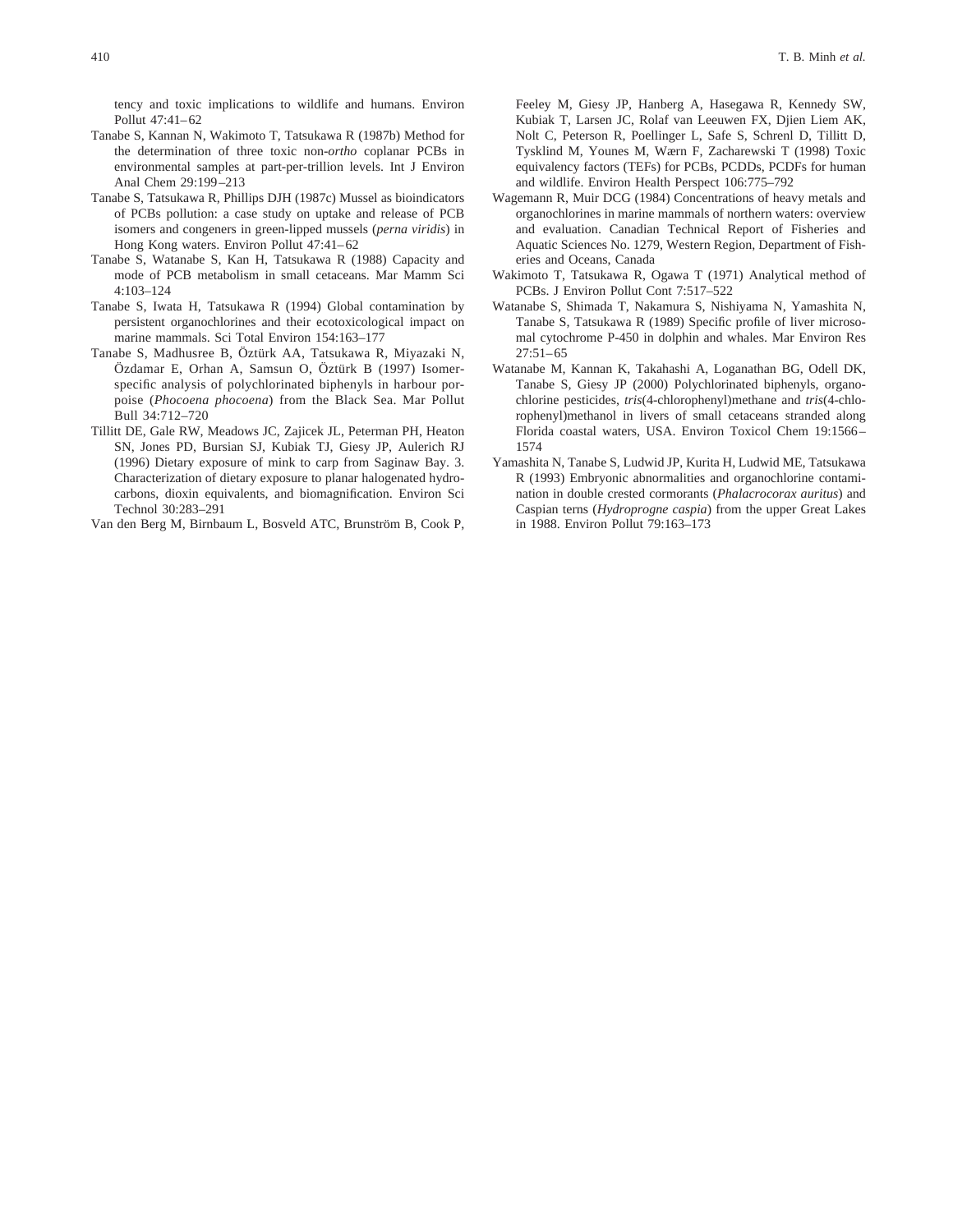tency and toxic implications to wildlife and humans. Environ Pollut 47:41–62

Tanabe S, Kannan N, Wakimoto T, Tatsukawa R (1987b) Method for the determination of three toxic non-*ortho* coplanar PCBs in environmental samples at part-per-trillion levels. Int J Environ Anal Chem 29:199–213

Tanabe S, Tatsukawa R, Phillips DJH (1987c) Mussel as bioindicators of PCBs pollution: a case study on uptake and release of PCB isomers and congeners in green-lipped mussels (*perna viridis*) in Hong Kong waters. Environ Pollut 47:41–62

Tanabe S, Watanabe S, Kan H, Tatsukawa R (1988) Capacity and mode of PCB metabolism in small cetaceans. Mar Mamm Sci 4:103–124

Tanabe S, Iwata H, Tatsukawa R (1994) Global contamination by persistent organochlorines and their ecotoxicological impact on marine mammals. Sci Total Environ 154:163–177

Tanabe S, Madhusree B, Öztürk AA, Tatsukawa R, Miyazaki N, Özdamar E, Orhan A, Samsun O, Öztürk B (1997) Isomer-specific analysis of polychlorinated biphenyls in harbour porpoise (*Phocoena phocoena*) from the Black Sea. Mar Pollut Bull 34:712–720

Tillitt DE, Gale RW, Meadows JC, Zajicek JL, Peterman PH, Heaton SN, Jones PD, Bursian SJ, Kubiak TJ, Giesy JP, Aulerich RJ (1996) Dietary exposure of mink to carp from Saginaw Bay. 3. Characterization of dietary exposure to planar halogenated hydrocarbons, dioxin equivalents, and biomagnification. Environ Sci Technol 30:283–291

Van den Berg M, Birnbaum L, Bosveld ATC, Brunström B, Cook P, Feeley M, Giesy JP, Hanberg A, Hasegawa R, Kennedy SW, Kubiak T, Larsen JC, Rolaf van Leeuwen FX, Djien Liem AK, Nolt C, Peterson R, Poellinger L, Safe S, Schrenl D, Tillitt D, Tysklind M, Younes M, Wærn F, Zacharewski T (1998) Toxic equivalency factors (TEFs) for PCBs, PCDDs, PCDFs for human and wildlife. Environ Health Perspect 106:775–792

Wagemann R, Muir DCG (1984) Concentrations of heavy metals and organochlorines in marine mammals of northern waters: overview and evaluation. Canadian Technical Report of Fisheries and Aquatic Sciences No. 1279, Western Region, Department of Fisheries and Oceans, Canada

Wakimoto T, Tatsukawa R, Ogawa T (1971) Analytical method of PCBs. J Environ Pollut Cont 7:517–522

Watanabe S, Shimada T, Nakamura S, Nishiyama N, Yamashita N, Tanabe S, Tatsukawa R (1989) Specific profile of liver microsomal cytochrome P-450 in dolphin and whales. Mar Environ Res 27:51–65

Watanabe M, Kannan K, Takahashi A, Loganathan BG, Odell DK, Tanabe S, Giesy JP (2000) Polychlorinated biphenyls, organochlorine pesticides, *tris*(4-chlorophenyl)methane and *tris*(4-chlorophenyl)methanol in livers of small cetaceans stranded along Florida coastal waters, USA. Environ Toxicol Chem 19:1566–1574

Yamashita N, Tanabe S, Ludwid JP, Kurita H, Ludwid ME, Tatsukawa R (1993) Embryonic abnormalities and organochlorine contamination in double crested cormorants (*Phalacrocorax auritus*) and Caspian terns (*Hydroprogne caspia*) from the upper Great Lakes in 1988. Environ Pollut 79:163–173